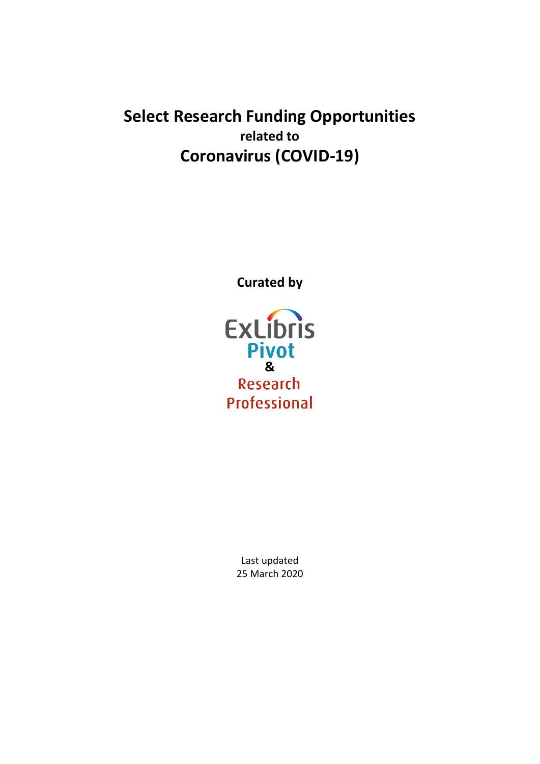# Select Research Funding Opportunities

**related to**

## Coronavirus (COVID-19)

**Curated by**

ExLibris
Pivot
&
Research
Professional

Last updated
25 March 2020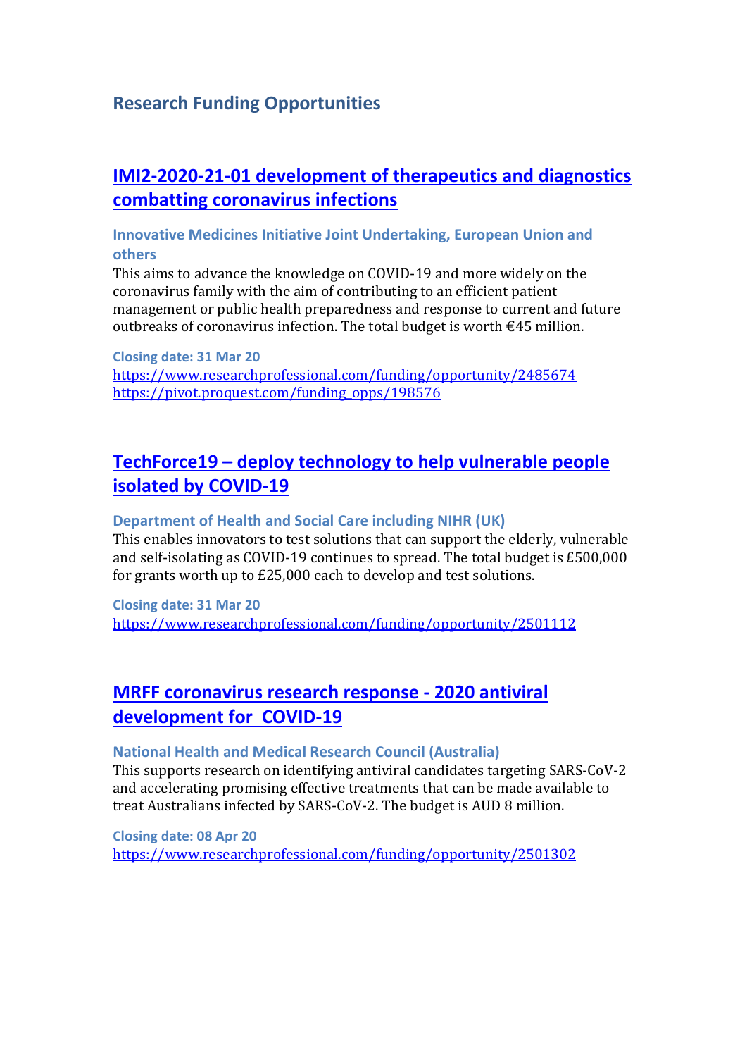## Research Funding Opportunities

### [IMI2-2020-21-01 development of therapeutics and diagnostics combatting coronavirus infections](https://www.researchprofessional.com/funding/opportunity/2485674)

**Innovative Medicines Initiative Joint Undertaking, European Union and others**

This aims to advance the knowledge on COVID-19 and more widely on the coronavirus family with the aim of contributing to an efficient patient management or public health preparedness and response to current and future outbreaks of coronavirus infection. The total budget is worth €45 million.

**Closing date: 31 Mar 20**

https://www.researchprofessional.com/funding/opportunity/2485674
https://pivot.proquest.com/funding_opps/198576

### [TechForce19 – deploy technology to help vulnerable people isolated by COVID-19](https://www.researchprofessional.com/funding/opportunity/2501112)

**Department of Health and Social Care including NIHR (UK)**

This enables innovators to test solutions that can support the elderly, vulnerable and self-isolating as COVID-19 continues to spread. The total budget is £500,000 for grants worth up to £25,000 each to develop and test solutions.

**Closing date: 31 Mar 20**

https://www.researchprofessional.com/funding/opportunity/2501112

### [MRFF coronavirus research response - 2020 antiviral development for COVID-19](https://www.researchprofessional.com/funding/opportunity/2501302)

**National Health and Medical Research Council (Australia)**

This supports research on identifying antiviral candidates targeting SARS-CoV-2 and accelerating promising effective treatments that can be made available to treat Australians infected by SARS-CoV-2. The budget is AUD 8 million.

**Closing date: 08 Apr 20**

https://www.researchprofessional.com/funding/opportunity/2501302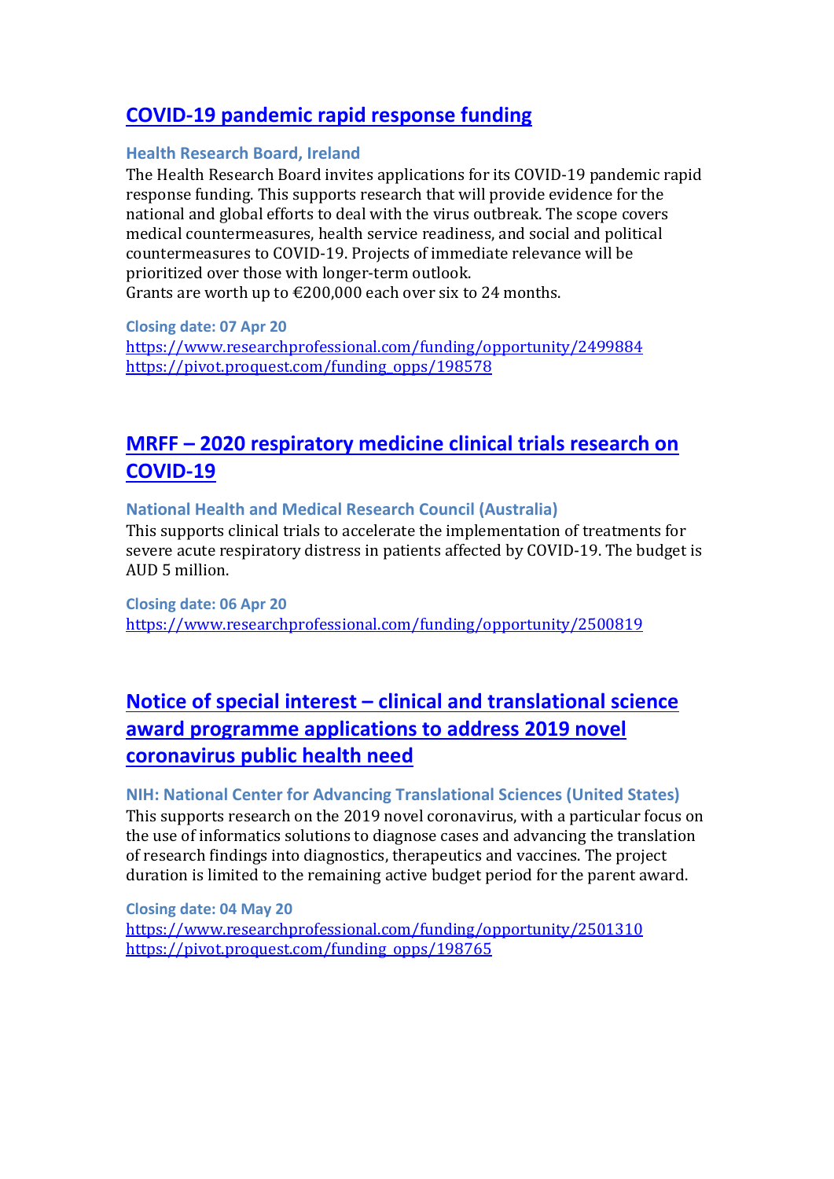## COVID-19 pandemic rapid response funding

**Health Research Board, Ireland**

The Health Research Board invites applications for its COVID-19 pandemic rapid response funding. This supports research that will provide evidence for the national and global efforts to deal with the virus outbreak. The scope covers medical countermeasures, health service readiness, and social and political countermeasures to COVID-19. Projects of immediate relevance will be prioritized over those with longer-term outlook.
Grants are worth up to €200,000 each over six to 24 months.

**Closing date: 07 Apr 20**
https://www.researchprofessional.com/funding/opportunity/2499884
https://pivot.proquest.com/funding_opps/198578

## MRFF – 2020 respiratory medicine clinical trials research on COVID-19

**National Health and Medical Research Council (Australia)**

This supports clinical trials to accelerate the implementation of treatments for severe acute respiratory distress in patients affected by COVID-19. The budget is AUD 5 million.

**Closing date: 06 Apr 20**
https://www.researchprofessional.com/funding/opportunity/2500819

## Notice of special interest – clinical and translational science award programme applications to address 2019 novel coronavirus public health need

**NIH: National Center for Advancing Translational Sciences (United States)**

This supports research on the 2019 novel coronavirus, with a particular focus on the use of informatics solutions to diagnose cases and advancing the translation of research findings into diagnostics, therapeutics and vaccines. The project duration is limited to the remaining active budget period for the parent award.

**Closing date: 04 May 20**
https://www.researchprofessional.com/funding/opportunity/2501310
https://pivot.proquest.com/funding_opps/198765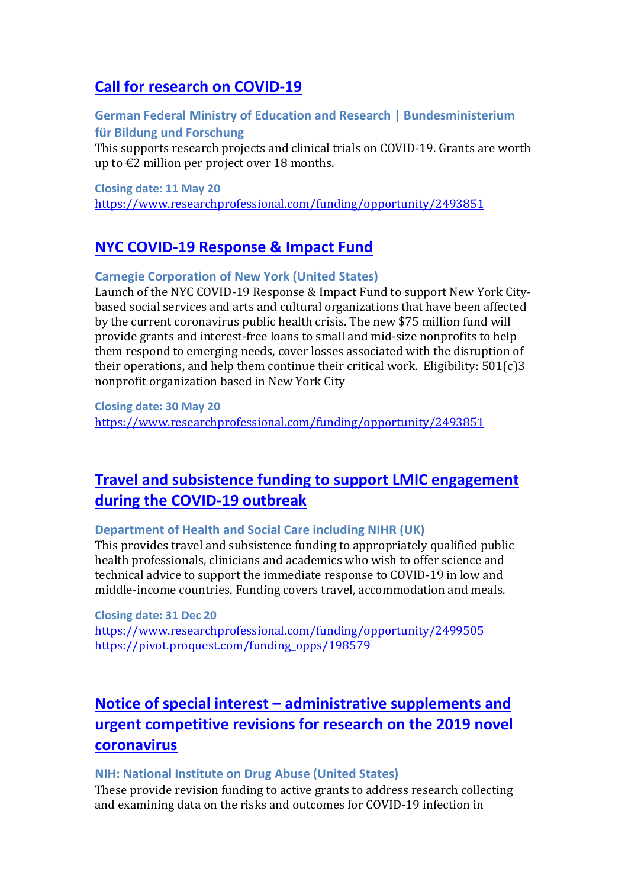## [Call for research on COVID-19](https://www.researchprofessional.com/funding/opportunity/2493851)

### German Federal Ministry of Education and Research | Bundesministerium für Bildung und Forschung

This supports research projects and clinical trials on COVID-19. Grants are worth up to €2 million per project over 18 months.

**Closing date: 11 May 20**
https://www.researchprofessional.com/funding/opportunity/2493851

## [NYC COVID-19 Response & Impact Fund](https://www.researchprofessional.com/funding/opportunity/2493851)

### Carnegie Corporation of New York (United States)

Launch of the NYC COVID-19 Response & Impact Fund to support New York City-based social services and arts and cultural organizations that have been affected by the current coronavirus public health crisis. The new $75 million fund will provide grants and interest-free loans to small and mid-size nonprofits to help them respond to emerging needs, cover losses associated with the disruption of their operations, and help them continue their critical work. Eligibility: 501(c)3 nonprofit organization based in New York City

**Closing date: 30 May 20**
https://www.researchprofessional.com/funding/opportunity/2493851

## [Travel and subsistence funding to support LMIC engagement during the COVID-19 outbreak](https://www.researchprofessional.com/funding/opportunity/2499505)

### Department of Health and Social Care including NIHR (UK)

This provides travel and subsistence funding to appropriately qualified public health professionals, clinicians and academics who wish to offer science and technical advice to support the immediate response to COVID-19 in low and middle-income countries. Funding covers travel, accommodation and meals.

**Closing date: 31 Dec 20**
https://www.researchprofessional.com/funding/opportunity/2499505
https://pivot.proquest.com/funding_opps/198579

## Notice of special interest – administrative supplements and urgent competitive revisions for research on the 2019 novel coronavirus

### NIH: National Institute on Drug Abuse (United States)

These provide revision funding to active grants to address research collecting and examining data on the risks and outcomes for COVID-19 infection in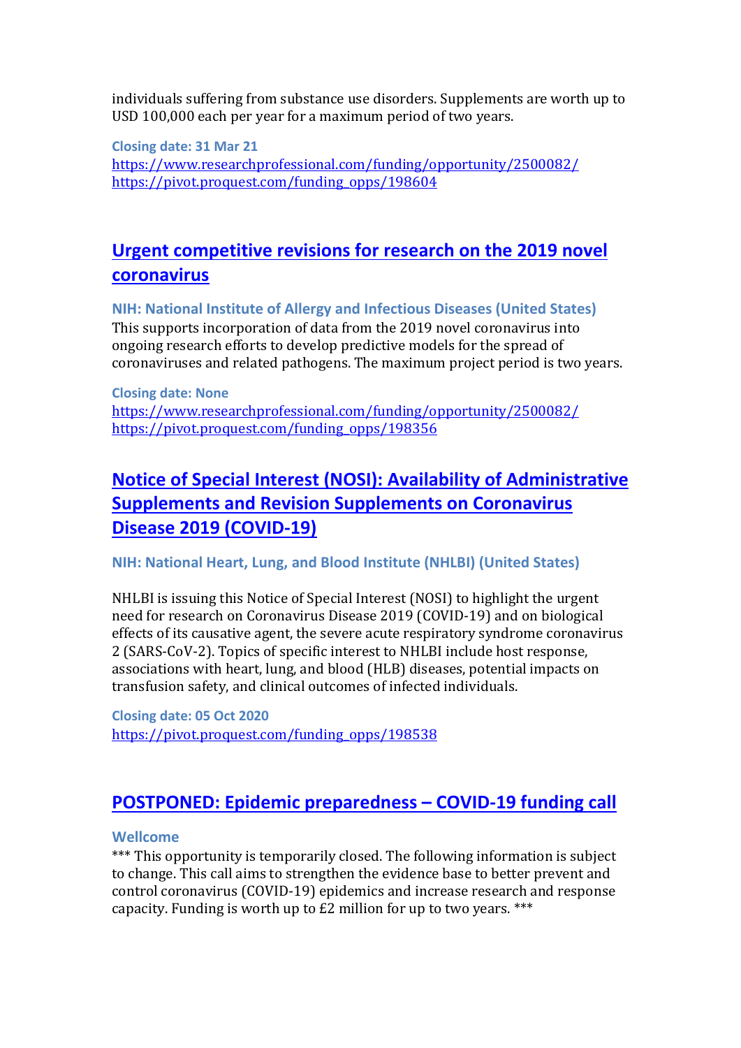individuals suffering from substance use disorders. Supplements are worth up to USD 100,000 each per year for a maximum period of two years.

**Closing date: 31 Mar 21**
https://www.researchprofessional.com/funding/opportunity/2500082/
https://pivot.proquest.com/funding_opps/198604

## Urgent competitive revisions for research on the 2019 novel coronavirus

**NIH: National Institute of Allergy and Infectious Diseases (United States)**
This supports incorporation of data from the 2019 novel coronavirus into ongoing research efforts to develop predictive models for the spread of coronaviruses and related pathogens. The maximum project period is two years.

**Closing date: None**
https://www.researchprofessional.com/funding/opportunity/2500082/
https://pivot.proquest.com/funding_opps/198356

## Notice of Special Interest (NOSI): Availability of Administrative Supplements and Revision Supplements on Coronavirus Disease 2019 (COVID-19)

**NIH: National Heart, Lung, and Blood Institute (NHLBI) (United States)**

NHLBI is issuing this Notice of Special Interest (NOSI) to highlight the urgent need for research on Coronavirus Disease 2019 (COVID-19) and on biological effects of its causative agent, the severe acute respiratory syndrome coronavirus 2 (SARS-CoV-2). Topics of specific interest to NHLBI include host response, associations with heart, lung, and blood (HLB) diseases, potential impacts on transfusion safety, and clinical outcomes of infected individuals.

**Closing date: 05 Oct 2020**
https://pivot.proquest.com/funding_opps/198538

## POSTPONED: Epidemic preparedness – COVID-19 funding call

**Wellcome**
*** This opportunity is temporarily closed. The following information is subject to change. This call aims to strengthen the evidence base to better prevent and control coronavirus (COVID-19) epidemics and increase research and response capacity. Funding is worth up to £2 million for up to two years. ***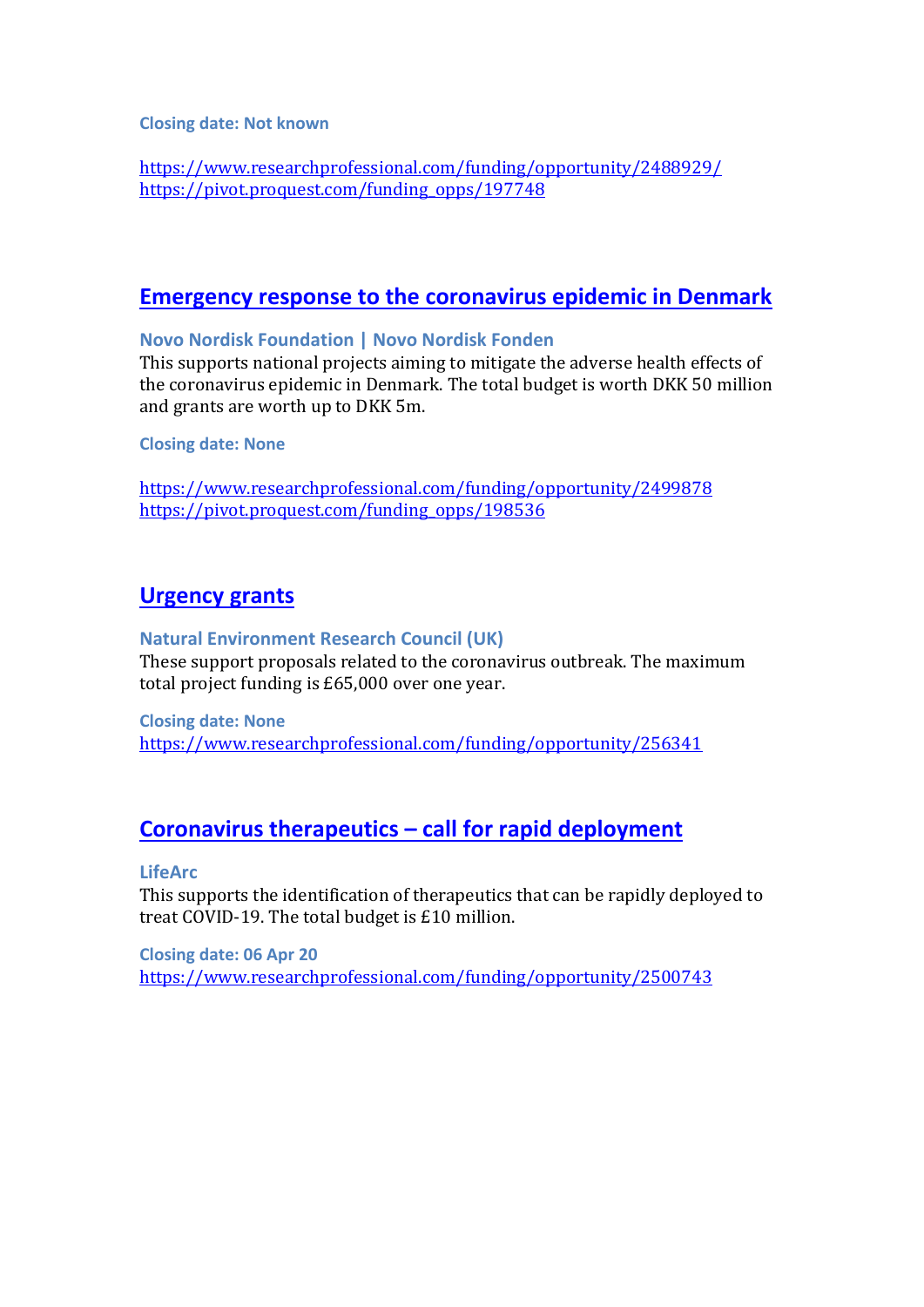**Closing date: Not known**

https://www.researchprofessional.com/funding/opportunity/2488929/
https://pivot.proquest.com/funding_opps/197748

## Emergency response to the coronavirus epidemic in Denmark

**Novo Nordisk Foundation | Novo Nordisk Fonden**

This supports national projects aiming to mitigate the adverse health effects of the coronavirus epidemic in Denmark. The total budget is worth DKK 50 million and grants are worth up to DKK 5m.

**Closing date: None**

https://www.researchprofessional.com/funding/opportunity/2499878
https://pivot.proquest.com/funding_opps/198536

## Urgency grants

**Natural Environment Research Council (UK)**

These support proposals related to the coronavirus outbreak. The maximum total project funding is £65,000 over one year.

**Closing date: None**

https://www.researchprofessional.com/funding/opportunity/256341

## Coronavirus therapeutics – call for rapid deployment

**LifeArc**

This supports the identification of therapeutics that can be rapidly deployed to treat COVID-19. The total budget is £10 million.

**Closing date: 06 Apr 20**

https://www.researchprofessional.com/funding/opportunity/2500743